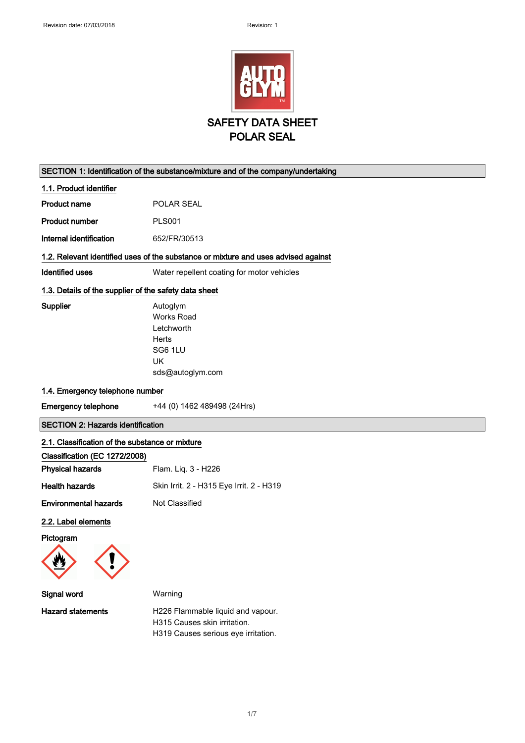Revision date: 07/03/2018 Revision: 1

# SAFETY DATA SHEET
# POLAR SEAL

## SECTION 1: Identification of the substance/mixture and of the company/undertaking

### 1.1. Product identifier

**Product name** POLAR SEAL

**Product number** PLS001

**Internal identification** 652/FR/30513

### 1.2. Relevant identified uses of the substance or mixture and uses advised against

**Identified uses** Water repellent coating for motor vehicles

### 1.3. Details of the supplier of the safety data sheet

**Supplier**
Autoglym
Works Road
Letchworth
Herts
SG6 1LU
UK
sds@autoglym.com

### 1.4. Emergency telephone number

**Emergency telephone** +44 (0) 1462 489498 (24Hrs)

## SECTION 2: Hazards identification

### 2.1. Classification of the substance or mixture

**Classification (EC 1272/2008)**

**Physical hazards** Flam. Liq. 3 - H226

**Health hazards** Skin Irrit. 2 - H315 Eye Irrit. 2 - H319

**Environmental hazards** Not Classified

### 2.2. Label elements

**Pictogram**

**Signal word** Warning

**Hazard statements**
H226 Flammable liquid and vapour.
H315 Causes skin irritation.
H319 Causes serious eye irritation.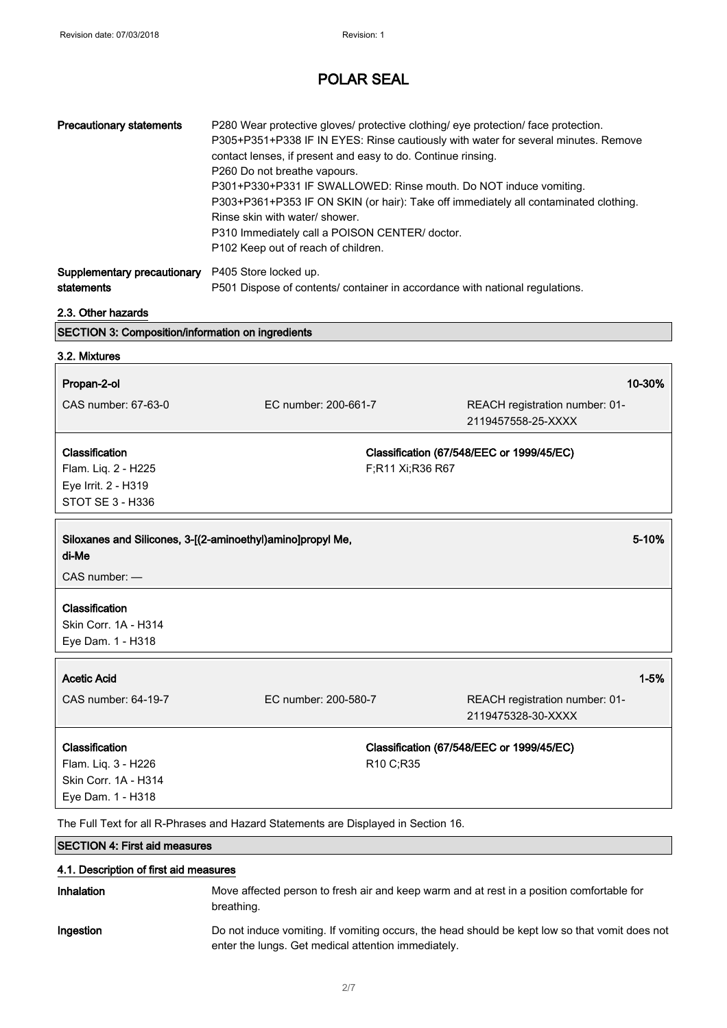# POLAR SEAL

| | |
|---|---|
| **Precautionary statements** | P280 Wear protective gloves/ protective clothing/ eye protection/ face protection.<br>P305+P351+P338 IF IN EYES: Rinse cautiously with water for several minutes. Remove contact lenses, if present and easy to do. Continue rinsing.<br>P260 Do not breathe vapours.<br>P301+P330+P331 IF SWALLOWED: Rinse mouth. Do NOT induce vomiting.<br>P303+P361+P353 IF ON SKIN (or hair): Take off immediately all contaminated clothing. Rinse skin with water/ shower.<br>P310 Immediately call a POISON CENTER/ doctor.<br>P102 Keep out of reach of children. |
| **Supplementary precautionary statements** | P405 Store locked up.<br>P501 Dispose of contents/ container in accordance with national regulations. |

## 2.3. Other hazards

## SECTION 3: Composition/information on ingredients

### 3.2. Mixtures

**Propan-2-ol** — 10-30%

CAS number: 67-63-0 | EC number: 200-661-7 | REACH registration number: 01-2119457558-25-XXXX

**Classification**
Flam. Liq. 2 - H225
Eye Irrit. 2 - H319
STOT SE 3 - H336

**Classification (67/548/EEC or 1999/45/EC)**
F;R11 Xi;R36 R67

**Siloxanes and Silicones, 3-[(2-aminoethyl)amino]propyl Me, di-Me** — 5-10%

CAS number: —

**Classification**
Skin Corr. 1A - H314
Eye Dam. 1 - H318

**Acetic Acid** — 1-5%

CAS number: 64-19-7 | EC number: 200-580-7 | REACH registration number: 01-2119475328-30-XXXX

**Classification**
Flam. Liq. 3 - H226
Skin Corr. 1A - H314
Eye Dam. 1 - H318

**Classification (67/548/EEC or 1999/45/EC)**
R10 C;R35

The Full Text for all R-Phrases and Hazard Statements are Displayed in Section 16.

## SECTION 4: First aid measures

### 4.1. Description of first aid measures

| | |
|---|---|
| **Inhalation** | Move affected person to fresh air and keep warm and at rest in a position comfortable for breathing. |
| **Ingestion** | Do not induce vomiting. If vomiting occurs, the head should be kept low so that vomit does not enter the lungs. Get medical attention immediately. |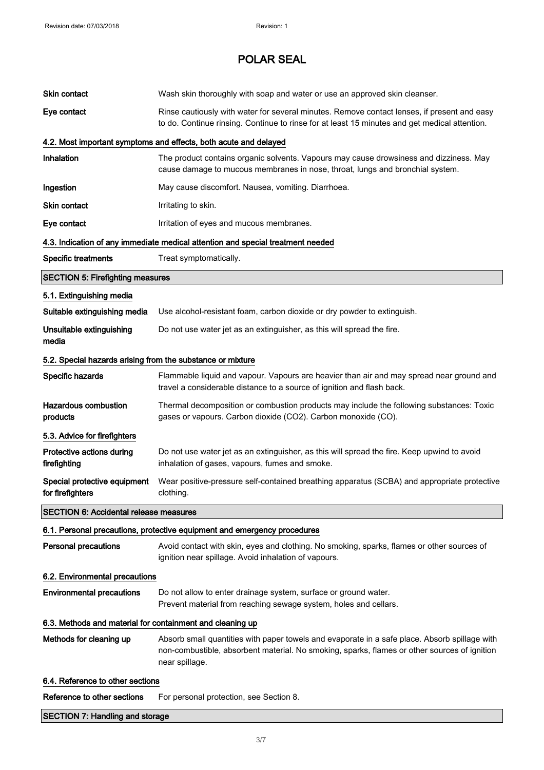# POLAR SEAL

| | |
|---|---|
| **Skin contact** | Wash skin thoroughly with soap and water or use an approved skin cleanser. |
| **Eye contact** | Rinse cautiously with water for several minutes. Remove contact lenses, if present and easy to do. Continue rinsing. Continue to rinse for at least 15 minutes and get medical attention. |

### 4.2. Most important symptoms and effects, both acute and delayed

| | |
|---|---|
| **Inhalation** | The product contains organic solvents. Vapours may cause drowsiness and dizziness. May cause damage to mucous membranes in nose, throat, lungs and bronchial system. |
| **Ingestion** | May cause discomfort. Nausea, vomiting. Diarrhoea. |
| **Skin contact** | Irritating to skin. |
| **Eye contact** | Irritation of eyes and mucous membranes. |

### 4.3. Indication of any immediate medical attention and special treatment needed

| | |
|---|---|
| **Specific treatments** | Treat symptomatically. |

## SECTION 5: Firefighting measures

### 5.1. Extinguishing media

| | |
|---|---|
| **Suitable extinguishing media** | Use alcohol-resistant foam, carbon dioxide or dry powder to extinguish. |
| **Unsuitable extinguishing media** | Do not use water jet as an extinguisher, as this will spread the fire. |

### 5.2. Special hazards arising from the substance or mixture

| | |
|---|---|
| **Specific hazards** | Flammable liquid and vapour. Vapours are heavier than air and may spread near ground and travel a considerable distance to a source of ignition and flash back. |
| **Hazardous combustion products** | Thermal decomposition or combustion products may include the following substances: Toxic gases or vapours. Carbon dioxide ($CO_2$). Carbon monoxide (CO). |

### 5.3. Advice for firefighters

| | |
|---|---|
| **Protective actions during firefighting** | Do not use water jet as an extinguisher, as this will spread the fire. Keep upwind to avoid inhalation of gases, vapours, fumes and smoke. |
| **Special protective equipment for firefighters** | Wear positive-pressure self-contained breathing apparatus (SCBA) and appropriate protective clothing. |

## SECTION 6: Accidental release measures

### 6.1. Personal precautions, protective equipment and emergency procedures

| | |
|---|---|
| **Personal precautions** | Avoid contact with skin, eyes and clothing. No smoking, sparks, flames or other sources of ignition near spillage. Avoid inhalation of vapours. |

### 6.2. Environmental precautions

| | |
|---|---|
| **Environmental precautions** | Do not allow to enter drainage system, surface or ground water. Prevent material from reaching sewage system, holes and cellars. |

### 6.3. Methods and material for containment and cleaning up

| | |
|---|---|
| **Methods for cleaning up** | Absorb small quantities with paper towels and evaporate in a safe place. Absorb spillage with non-combustible, absorbent material. No smoking, sparks, flames or other sources of ignition near spillage. |

### 6.4. Reference to other sections

| | |
|---|---|
| **Reference to other sections** | For personal protection, see Section 8. |

## SECTION 7: Handling and storage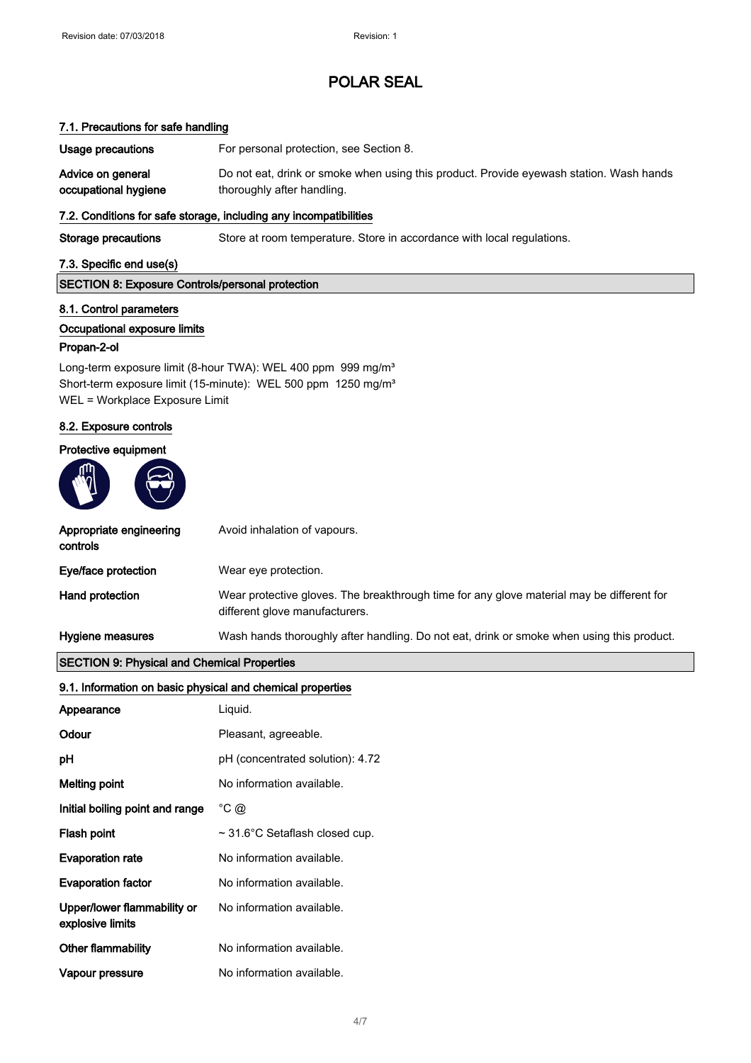# POLAR SEAL

### 7.1. Precautions for safe handling

| | |
|---|---|
| **Usage precautions** | For personal protection, see Section 8. |
| **Advice on general occupational hygiene** | Do not eat, drink or smoke when using this product. Provide eyewash station. Wash hands thoroughly after handling. |

### 7.2. Conditions for safe storage, including any incompatibilities

| | |
|---|---|
| **Storage precautions** | Store at room temperature. Store in accordance with local regulations. |

### 7.3. Specific end use(s)

## SECTION 8: Exposure Controls/personal protection

### 8.1. Control parameters

**Occupational exposure limits**

**Propan-2-ol**

Long-term exposure limit (8-hour TWA): WEL 400 ppm 999 mg/m³
Short-term exposure limit (15-minute): WEL 500 ppm 1250 mg/m³
WEL = Workplace Exposure Limit

### 8.2. Exposure controls

**Protective equipment**

| | |
|---|---|
| **Appropriate engineering controls** | Avoid inhalation of vapours. |
| **Eye/face protection** | Wear eye protection. |
| **Hand protection** | Wear protective gloves. The breakthrough time for any glove material may be different for different glove manufacturers. |
| **Hygiene measures** | Wash hands thoroughly after handling. Do not eat, drink or smoke when using this product. |

## SECTION 9: Physical and Chemical Properties

### 9.1. Information on basic physical and chemical properties

| | |
|---|---|
| **Appearance** | Liquid. |
| **Odour** | Pleasant, agreeable. |
| **pH** | pH (concentrated solution): 4.72 |
| **Melting point** | No information available. |
| **Initial boiling point and range** | °C @ |
| **Flash point** | ~ 31.6°C Setaflash closed cup. |
| **Evaporation rate** | No information available. |
| **Evaporation factor** | No information available. |
| **Upper/lower flammability or explosive limits** | No information available. |
| **Other flammability** | No information available. |
| **Vapour pressure** | No information available. |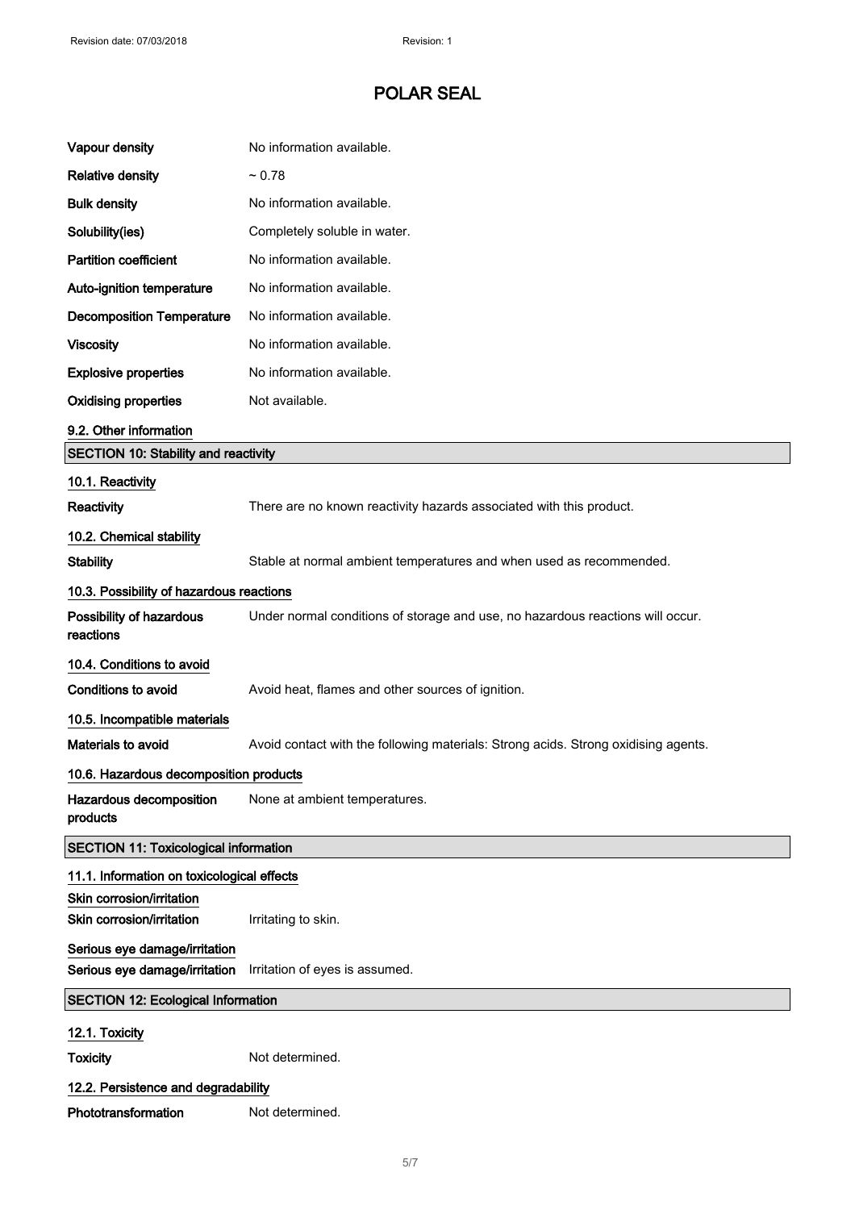| | |
|---|---|
| **Vapour density** | No information available. |
| **Relative density** | ~ 0.78 |
| **Bulk density** | No information available. |
| **Solubility(ies)** | Completely soluble in water. |
| **Partition coefficient** | No information available. |
| **Auto-ignition temperature** | No information available. |
| **Decomposition Temperature** | No information available. |
| **Viscosity** | No information available. |
| **Explosive properties** | No information available. |
| **Oxidising properties** | Not available. |

### 9.2. Other information

## SECTION 10: Stability and reactivity

### 10.1. Reactivity

**Reactivity** There are no known reactivity hazards associated with this product.

### 10.2. Chemical stability

**Stability** Stable at normal ambient temperatures and when used as recommended.

### 10.3. Possibility of hazardous reactions

**Possibility of hazardous reactions** Under normal conditions of storage and use, no hazardous reactions will occur.

### 10.4. Conditions to avoid

**Conditions to avoid** Avoid heat, flames and other sources of ignition.

### 10.5. Incompatible materials

**Materials to avoid** Avoid contact with the following materials: Strong acids. Strong oxidising agents.

### 10.6. Hazardous decomposition products

**Hazardous decomposition products** None at ambient temperatures.

## SECTION 11: Toxicological information

### 11.1. Information on toxicological effects

**Skin corrosion/irritation**

**Skin corrosion/irritation** Irritating to skin.

**Serious eye damage/irritation**

**Serious eye damage/irritation** Irritation of eyes is assumed.

## SECTION 12: Ecological Information

### 12.1. Toxicity

**Toxicity** Not determined.

### 12.2. Persistence and degradability

**Phototransformation** Not determined.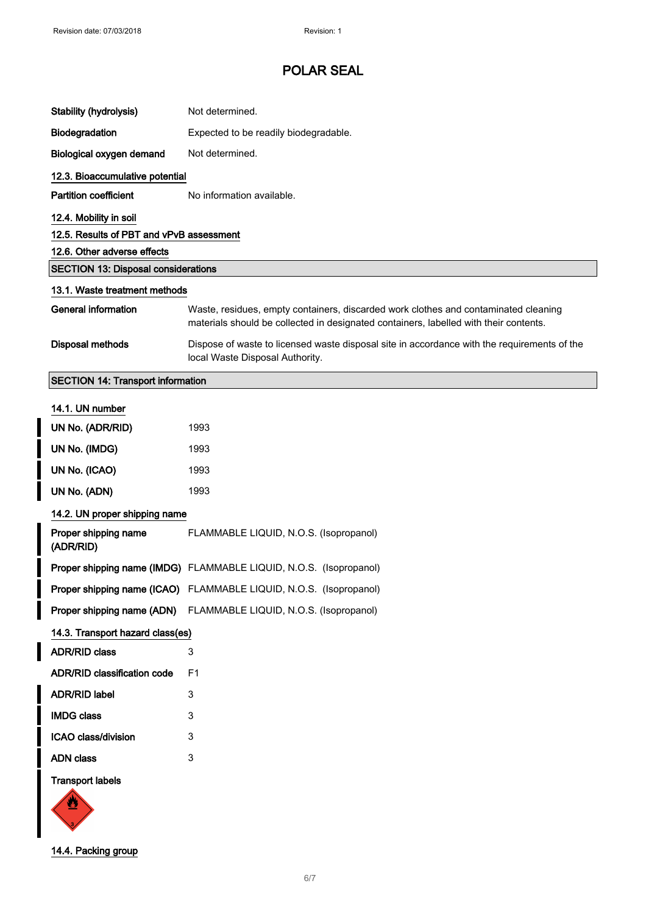# POLAR SEAL

| | |
|---|---|
| **Stability (hydrolysis)** | Not determined. |
| **Biodegradation** | Expected to be readily biodegradable. |
| **Biological oxygen demand** | Not determined. |

### 12.3. Bioaccumulative potential

| | |
|---|---|
| **Partition coefficient** | No information available. |

### 12.4. Mobility in soil

### 12.5. Results of PBT and vPvB assessment

### 12.6. Other adverse effects

## SECTION 13: Disposal considerations

### 13.1. Waste treatment methods

| | |
|---|---|
| **General information** | Waste, residues, empty containers, discarded work clothes and contaminated cleaning materials should be collected in designated containers, labelled with their contents. |
| **Disposal methods** | Dispose of waste to licensed waste disposal site in accordance with the requirements of the local Waste Disposal Authority. |

## SECTION 14: Transport information

### 14.1. UN number

| | |
|---|---|
| **UN No. (ADR/RID)** | 1993 |
| **UN No. (IMDG)** | 1993 |
| **UN No. (ICAO)** | 1993 |
| **UN No. (ADN)** | 1993 |

### 14.2. UN proper shipping name

| | |
|---|---|
| **Proper shipping name (ADR/RID)** | FLAMMABLE LIQUID, N.O.S. (Isopropanol) |
| **Proper shipping name (IMDG)** | FLAMMABLE LIQUID, N.O.S. (Isopropanol) |
| **Proper shipping name (ICAO)** | FLAMMABLE LIQUID, N.O.S. (Isopropanol) |
| **Proper shipping name (ADN)** | FLAMMABLE LIQUID, N.O.S. (Isopropanol) |

### 14.3. Transport hazard class(es)

| | |
|---|---|
| **ADR/RID class** | 3 |
| **ADR/RID classification code** | F1 |
| **ADR/RID label** | 3 |
| **IMDG class** | 3 |
| **ICAO class/division** | 3 |
| **ADN class** | 3 |

**Transport labels**

### 14.4. Packing group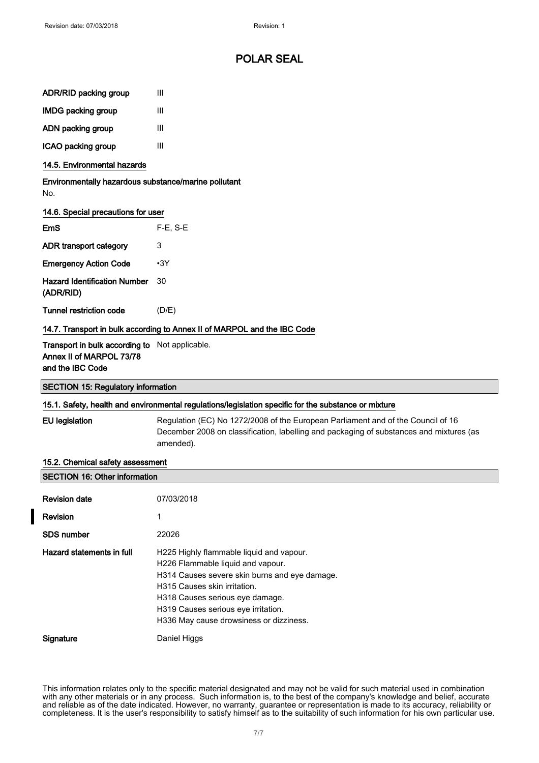# POLAR SEAL

| | |
|---|---|
| ADR/RID packing group | III |
| IMDG packing group | III |
| ADN packing group | III |
| ICAO packing group | III |

### 14.5. Environmental hazards

**Environmentally hazardous substance/marine pollutant**

No.

### 14.6. Special precautions for user

| | |
|---|---|
| EmS | F-E, S-E |
| ADR transport category | 3 |
| Emergency Action Code | •3Y |
| Hazard Identification Number (ADR/RID) | 30 |
| Tunnel restriction code | (D/E) |

### 14.7. Transport in bulk according to Annex II of MARPOL and the IBC Code

| | |
|---|---|
| Transport in bulk according to Annex II of MARPOL 73/78 and the IBC Code | Not applicable. |

## SECTION 15: Regulatory information

### 15.1. Safety, health and environmental regulations/legislation specific for the substance or mixture

| | |
|---|---|
| EU legislation | Regulation (EC) No 1272/2008 of the European Parliament and of the Council of 16 December 2008 on classification, labelling and packaging of substances and mixtures (as amended). |

### 15.2. Chemical safety assessment

## SECTION 16: Other information

| | |
|---|---|
| Revision date | 07/03/2018 |
| Revision | 1 |
| SDS number | 22026 |
| Hazard statements in full | H225 Highly flammable liquid and vapour.<br>H226 Flammable liquid and vapour.<br>H314 Causes severe skin burns and eye damage.<br>H315 Causes skin irritation.<br>H318 Causes serious eye damage.<br>H319 Causes serious eye irritation.<br>H336 May cause drowsiness or dizziness. |
| Signature | Daniel Higgs |

This information relates only to the specific material designated and may not be valid for such material used in combination with any other materials or in any process. Such information is, to the best of the company's knowledge and belief, accurate and reliable as of the date indicated. However, no warranty, guarantee or representation is made to its accuracy, reliability or completeness. It is the user's responsibility to satisfy himself as to the suitability of such information for his own particular use.